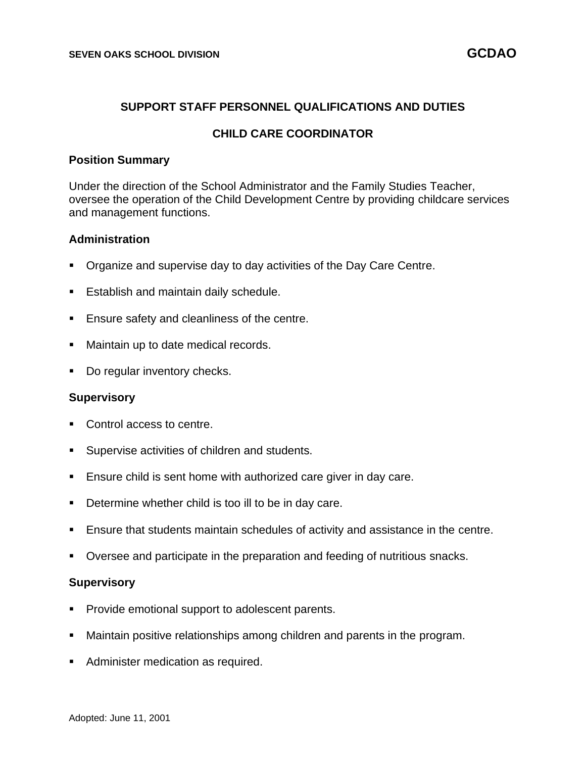# SUPPORT STAFF PERSONNEL QUALIFICATIONS AND DUTIES

## CHILD CARE COORDINATOR

### Position Summary

Under the direction of the School Administrator and the Family Studies Teacher, oversee the operation of the Child Development Centre by providing childcare services and management functions.

### Administration

- Organize and supervise day to day activities of the Day Care Centre.
- Establish and maintain daily schedule.
- Ensure safety and cleanliness of the centre.
- Maintain up to date medical records.
- Do regular inventory checks.

### Supervisory

- Control access to centre.
- Supervise activities of children and students.
- Ensure child is sent home with authorized care giver in day care.
- Determine whether child is too ill to be in day care.
- Ensure that students maintain schedules of activity and assistance in the centre.
- Oversee and participate in the preparation and feeding of nutritious snacks.

### Supervisory

- Provide emotional support to adolescent parents.
- Maintain positive relationships among children and parents in the program.
- Administer medication as required.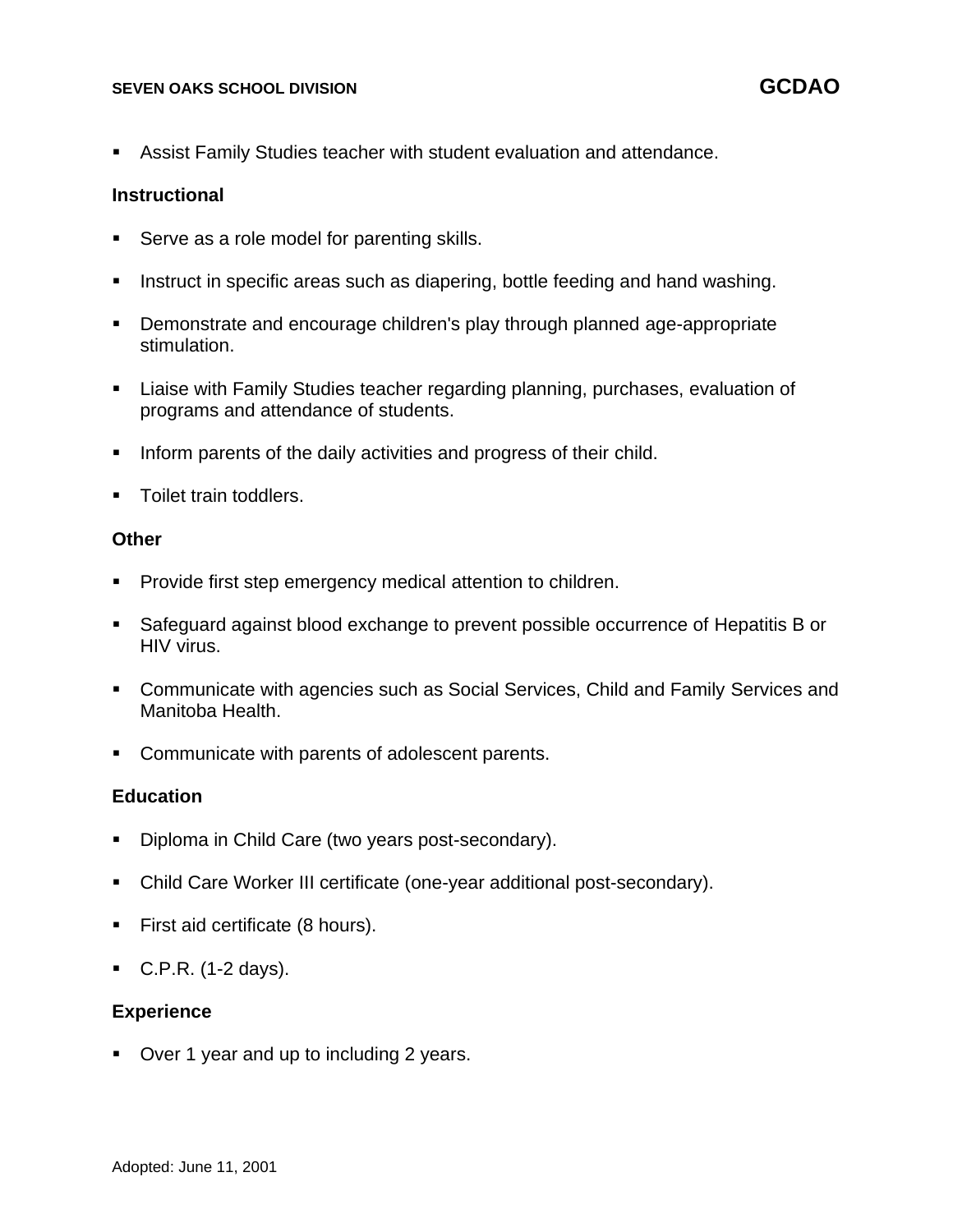- Assist Family Studies teacher with student evaluation and attendance.

**Instructional**

- Serve as a role model for parenting skills.
- Instruct in specific areas such as diapering, bottle feeding and hand washing.
- Demonstrate and encourage children's play through planned age-appropriate stimulation.
- Liaise with Family Studies teacher regarding planning, purchases, evaluation of programs and attendance of students.
- Inform parents of the daily activities and progress of their child.
- Toilet train toddlers.

**Other**

- Provide first step emergency medical attention to children.
- Safeguard against blood exchange to prevent possible occurrence of Hepatitis B or HIV virus.
- Communicate with agencies such as Social Services, Child and Family Services and Manitoba Health.
- Communicate with parents of adolescent parents.

**Education**

- Diploma in Child Care (two years post-secondary).
- Child Care Worker III certificate (one-year additional post-secondary).
- First aid certificate (8 hours).
- C.P.R. (1-2 days).

**Experience**

- Over 1 year and up to including 2 years.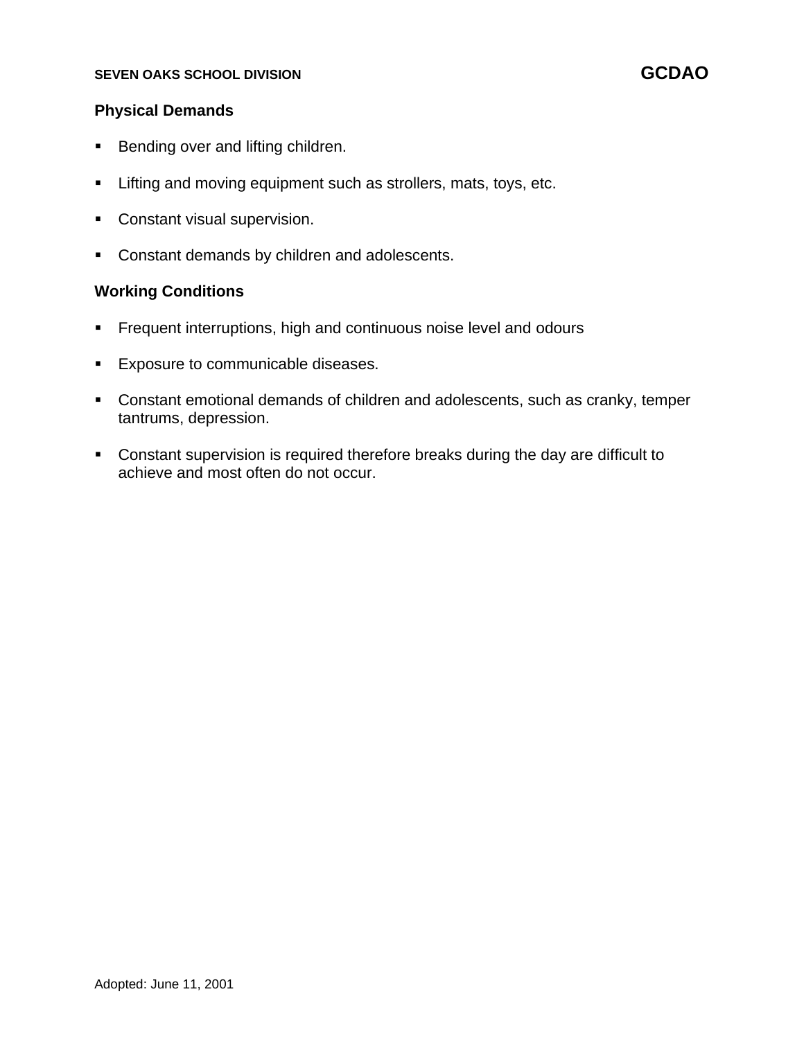## Physical Demands

- Bending over and lifting children.
- Lifting and moving equipment such as strollers, mats, toys, etc.
- Constant visual supervision.
- Constant demands by children and adolescents.

## Working Conditions

- Frequent interruptions, high and continuous noise level and odours
- Exposure to communicable diseases.
- Constant emotional demands of children and adolescents, such as cranky, temper tantrums, depression.
- Constant supervision is required therefore breaks during the day are difficult to achieve and most often do not occur.

Adopted: June 11, 2001